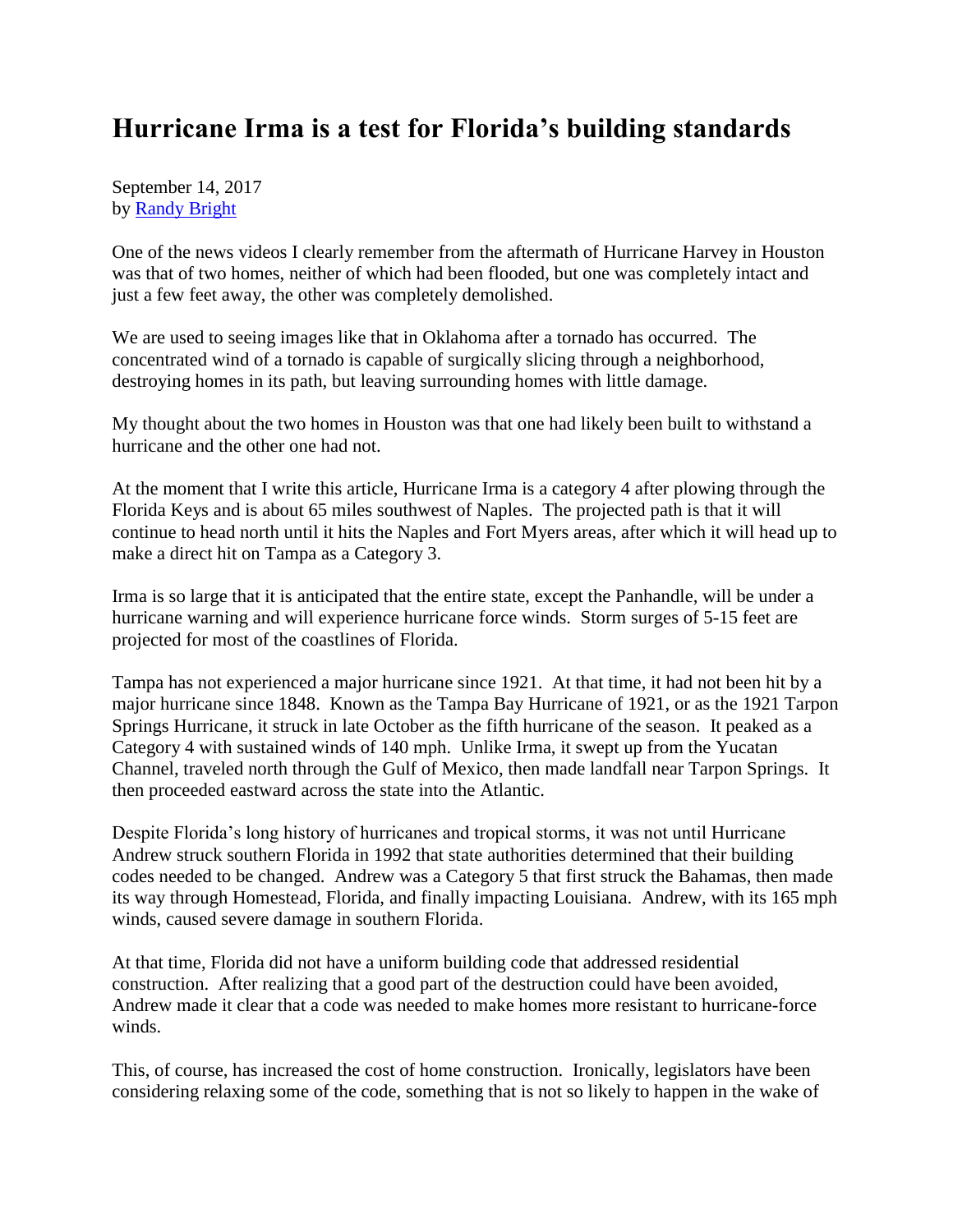# Hurricane Irma is a test for Florida's building standards

September 14, 2017
by [Randy Bright]

One of the news videos I clearly remember from the aftermath of Hurricane Harvey in Houston was that of two homes, neither of which had been flooded, but one was completely intact and just a few feet away, the other was completely demolished.

We are used to seeing images like that in Oklahoma after a tornado has occurred. The concentrated wind of a tornado is capable of surgically slicing through a neighborhood, destroying homes in its path, but leaving surrounding homes with little damage.

My thought about the two homes in Houston was that one had likely been built to withstand a hurricane and the other one had not.

At the moment that I write this article, Hurricane Irma is a category 4 after plowing through the Florida Keys and is about 65 miles southwest of Naples. The projected path is that it will continue to head north until it hits the Naples and Fort Myers areas, after which it will head up to make a direct hit on Tampa as a Category 3.

Irma is so large that it is anticipated that the entire state, except the Panhandle, will be under a hurricane warning and will experience hurricane force winds. Storm surges of 5-15 feet are projected for most of the coastlines of Florida.

Tampa has not experienced a major hurricane since 1921. At that time, it had not been hit by a major hurricane since 1848. Known as the Tampa Bay Hurricane of 1921, or as the 1921 Tarpon Springs Hurricane, it struck in late October as the fifth hurricane of the season. It peaked as a Category 4 with sustained winds of 140 mph. Unlike Irma, it swept up from the Yucatan Channel, traveled north through the Gulf of Mexico, then made landfall near Tarpon Springs. It then proceeded eastward across the state into the Atlantic.

Despite Florida's long history of hurricanes and tropical storms, it was not until Hurricane Andrew struck southern Florida in 1992 that state authorities determined that their building codes needed to be changed. Andrew was a Category 5 that first struck the Bahamas, then made its way through Homestead, Florida, and finally impacting Louisiana. Andrew, with its 165 mph winds, caused severe damage in southern Florida.

At that time, Florida did not have a uniform building code that addressed residential construction. After realizing that a good part of the destruction could have been avoided, Andrew made it clear that a code was needed to make homes more resistant to hurricane-force winds.

This, of course, has increased the cost of home construction. Ironically, legislators have been considering relaxing some of the code, something that is not so likely to happen in the wake of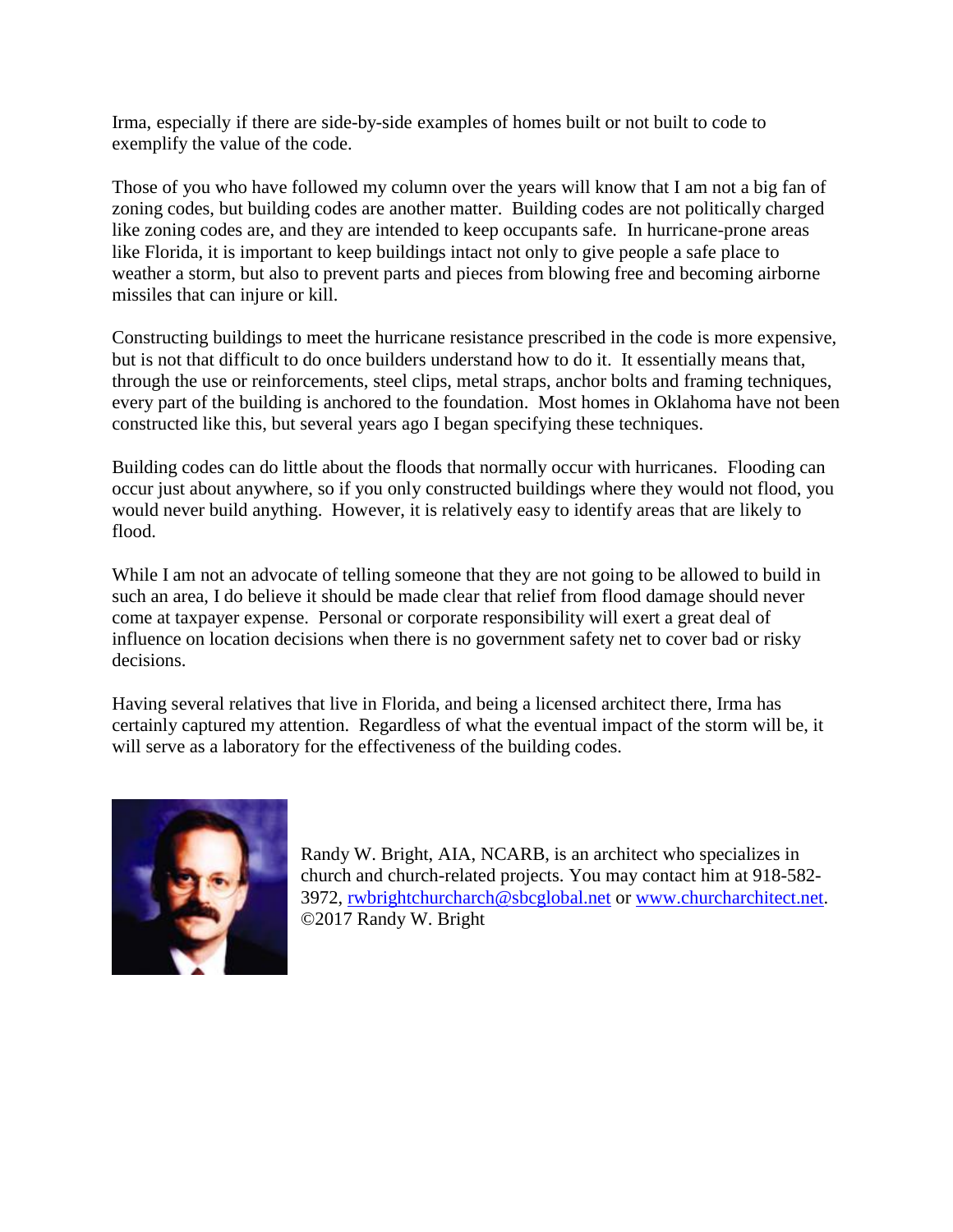Irma, especially if there are side-by-side examples of homes built or not built to code to exemplify the value of the code.

Those of you who have followed my column over the years will know that I am not a big fan of zoning codes, but building codes are another matter. Building codes are not politically charged like zoning codes are, and they are intended to keep occupants safe. In hurricane-prone areas like Florida, it is important to keep buildings intact not only to give people a safe place to weather a storm, but also to prevent parts and pieces from blowing free and becoming airborne missiles that can injure or kill.

Constructing buildings to meet the hurricane resistance prescribed in the code is more expensive, but is not that difficult to do once builders understand how to do it. It essentially means that, through the use or reinforcements, steel clips, metal straps, anchor bolts and framing techniques, every part of the building is anchored to the foundation. Most homes in Oklahoma have not been constructed like this, but several years ago I began specifying these techniques.

Building codes can do little about the floods that normally occur with hurricanes. Flooding can occur just about anywhere, so if you only constructed buildings where they would not flood, you would never build anything. However, it is relatively easy to identify areas that are likely to flood.

While I am not an advocate of telling someone that they are not going to be allowed to build in such an area, I do believe it should be made clear that relief from flood damage should never come at taxpayer expense. Personal or corporate responsibility will exert a great deal of influence on location decisions when there is no government safety net to cover bad or risky decisions.

Having several relatives that live in Florida, and being a licensed architect there, Irma has certainly captured my attention. Regardless of what the eventual impact of the storm will be, it will serve as a laboratory for the effectiveness of the building codes.

Randy W. Bright, AIA, NCARB, is an architect who specializes in church and church-related projects. You may contact him at 918-582-3972, rwbrightchurcharch@sbcglobal.net or www.churcharchitect.net. ©2017 Randy W. Bright